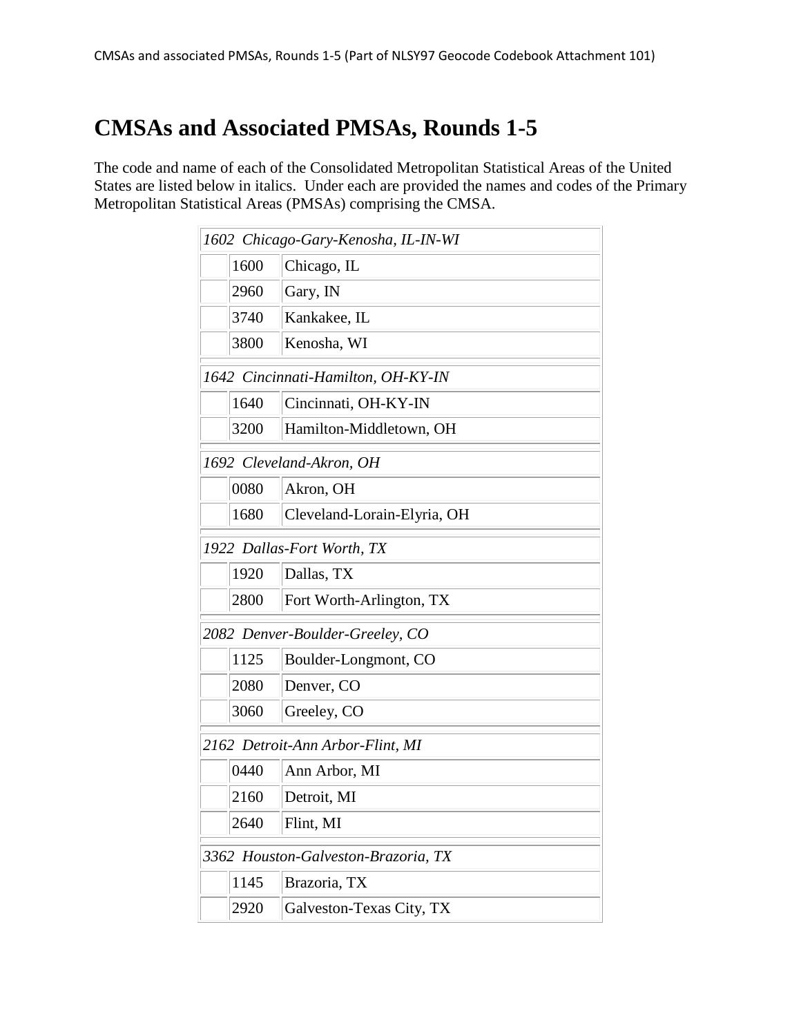# CMSAs and Associated PMSAs, Rounds 1-5

The code and name of each of the Consolidated Metropolitan Statistical Areas of the United States are listed below in italics. Under each are provided the names and codes of the Primary Metropolitan Statistical Areas (PMSAs) comprising the CMSA.

| *1602 Chicago-Gary-Kenosha, IL-IN-WI* | | |
|---|---|---|
| | 1600 | Chicago, IL |
| | 2960 | Gary, IN |
| | 3740 | Kankakee, IL |
| | 3800 | Kenosha, WI |
| *1642 Cincinnati-Hamilton, OH-KY-IN* | | |
| | 1640 | Cincinnati, OH-KY-IN |
| | 3200 | Hamilton-Middletown, OH |
| *1692 Cleveland-Akron, OH* | | |
| | 0080 | Akron, OH |
| | 1680 | Cleveland-Lorain-Elyria, OH |
| *1922 Dallas-Fort Worth, TX* | | |
| | 1920 | Dallas, TX |
| | 2800 | Fort Worth-Arlington, TX |
| *2082 Denver-Boulder-Greeley, CO* | | |
| | 1125 | Boulder-Longmont, CO |
| | 2080 | Denver, CO |
| | 3060 | Greeley, CO |
| *2162 Detroit-Ann Arbor-Flint, MI* | | |
| | 0440 | Ann Arbor, MI |
| | 2160 | Detroit, MI |
| | 2640 | Flint, MI |
| *3362 Houston-Galveston-Brazoria, TX* | | |
| | 1145 | Brazoria, TX |
| | 2920 | Galveston-Texas City, TX |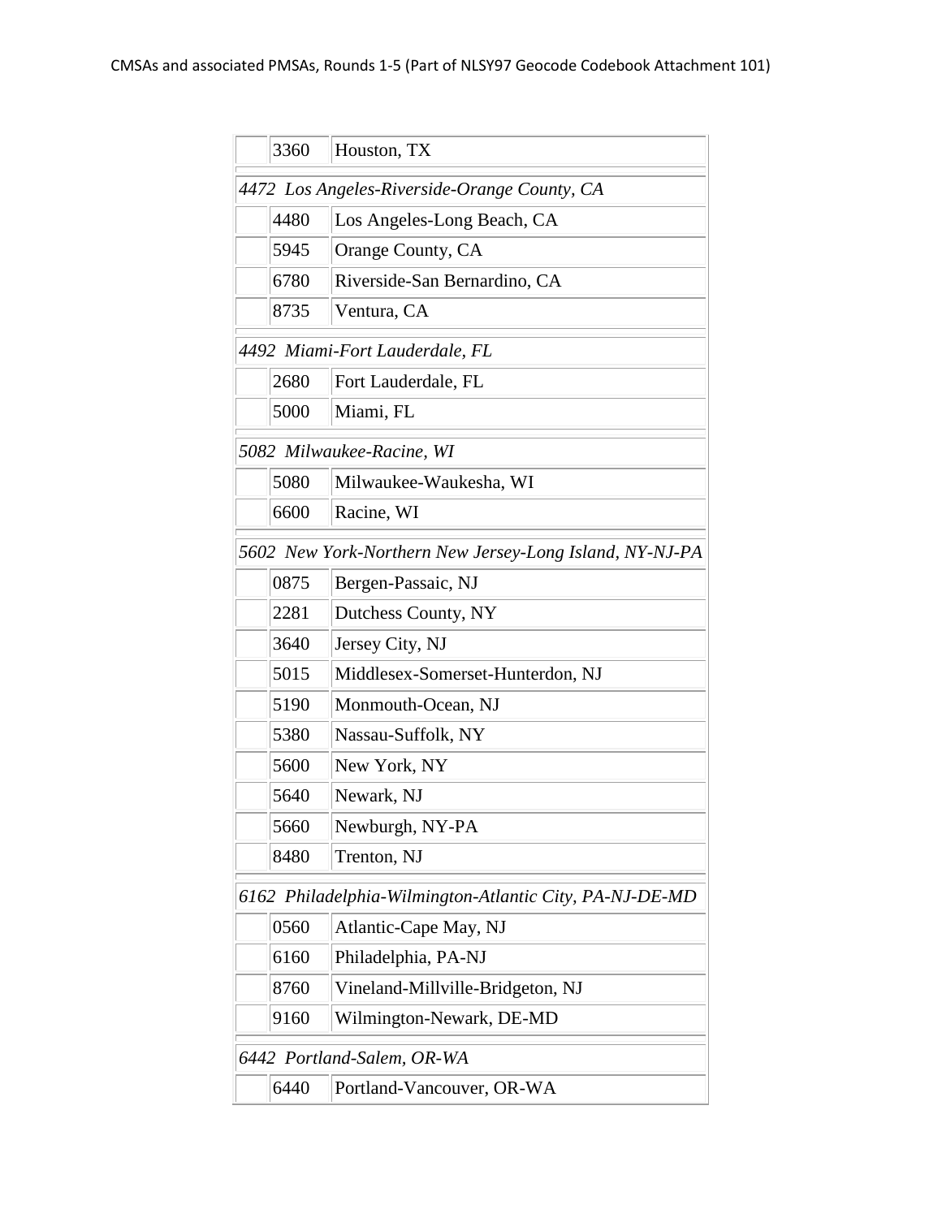| | Code | Name |
|---|---|---|
| | 3360 | Houston, TX |
| *4472 Los Angeles-Riverside-Orange County, CA* | | |
| | 4480 | Los Angeles-Long Beach, CA |
| | 5945 | Orange County, CA |
| | 6780 | Riverside-San Bernardino, CA |
| | 8735 | Ventura, CA |
| *4492 Miami-Fort Lauderdale, FL* | | |
| | 2680 | Fort Lauderdale, FL |
| | 5000 | Miami, FL |
| *5082 Milwaukee-Racine, WI* | | |
| | 5080 | Milwaukee-Waukesha, WI |
| | 6600 | Racine, WI |
| *5602 New York-Northern New Jersey-Long Island, NY-NJ-PA* | | |
| | 0875 | Bergen-Passaic, NJ |
| | 2281 | Dutchess County, NY |
| | 3640 | Jersey City, NJ |
| | 5015 | Middlesex-Somerset-Hunterdon, NJ |
| | 5190 | Monmouth-Ocean, NJ |
| | 5380 | Nassau-Suffolk, NY |
| | 5600 | New York, NY |
| | 5640 | Newark, NJ |
| | 5660 | Newburgh, NY-PA |
| | 8480 | Trenton, NJ |
| *6162 Philadelphia-Wilmington-Atlantic City, PA-NJ-DE-MD* | | |
| | 0560 | Atlantic-Cape May, NJ |
| | 6160 | Philadelphia, PA-NJ |
| | 8760 | Vineland-Millville-Bridgeton, NJ |
| | 9160 | Wilmington-Newark, DE-MD |
| *6442 Portland-Salem, OR-WA* | | |
| | 6440 | Portland-Vancouver, OR-WA |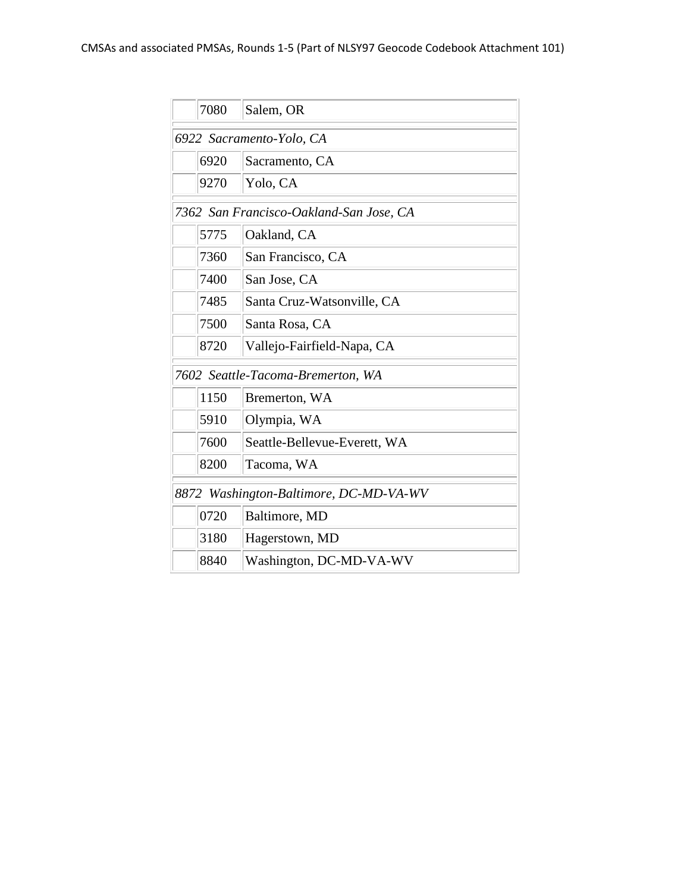| | | |
|---|---|---|
| | 7080 | Salem, OR |
| *6922 Sacramento-Yolo, CA* | | |
| | 6920 | Sacramento, CA |
| | 9270 | Yolo, CA |
| *7362 San Francisco-Oakland-San Jose, CA* | | |
| | 5775 | Oakland, CA |
| | 7360 | San Francisco, CA |
| | 7400 | San Jose, CA |
| | 7485 | Santa Cruz-Watsonville, CA |
| | 7500 | Santa Rosa, CA |
| | 8720 | Vallejo-Fairfield-Napa, CA |
| *7602 Seattle-Tacoma-Bremerton, WA* | | |
| | 1150 | Bremerton, WA |
| | 5910 | Olympia, WA |
| | 7600 | Seattle-Bellevue-Everett, WA |
| | 8200 | Tacoma, WA |
| *8872 Washington-Baltimore, DC-MD-VA-WV* | | |
| | 0720 | Baltimore, MD |
| | 3180 | Hagerstown, MD |
| | 8840 | Washington, DC-MD-VA-WV |